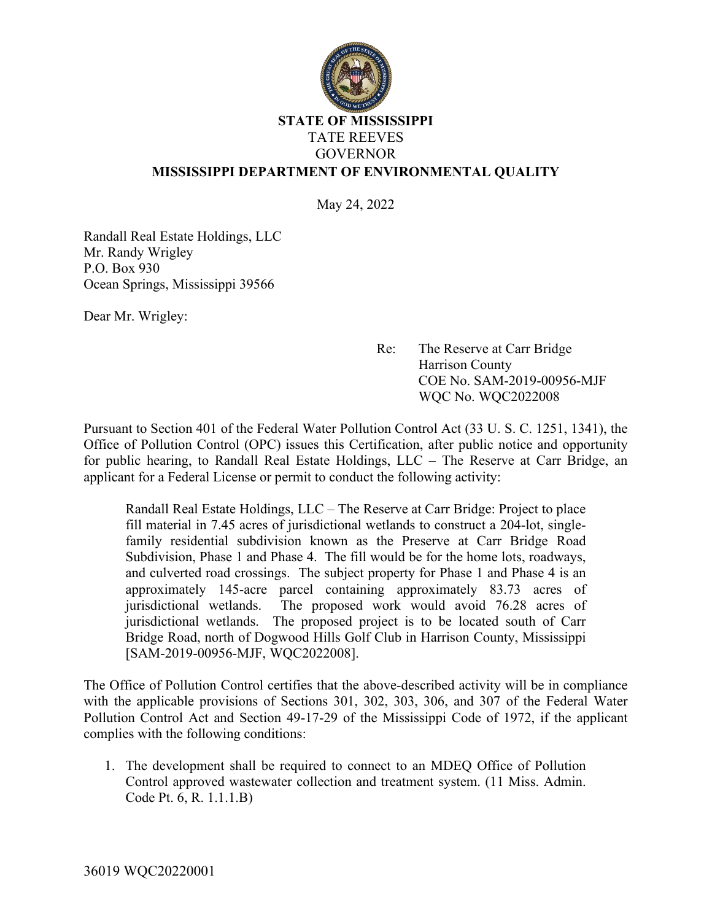**STATE OF MISSISSIPPI**
TATE REEVES
GOVERNOR
**MISSISSIPPI DEPARTMENT OF ENVIRONMENTAL QUALITY**

May 24, 2022

Randall Real Estate Holdings, LLC
Mr. Randy Wrigley
P.O. Box 930
Ocean Springs, Mississippi 39566

Dear Mr. Wrigley:

Re: The Reserve at Carr Bridge
Harrison County
COE No. SAM-2019-00956-MJF
WQC No. WQC2022008

Pursuant to Section 401 of the Federal Water Pollution Control Act (33 U. S. C. 1251, 1341), the Office of Pollution Control (OPC) issues this Certification, after public notice and opportunity for public hearing, to Randall Real Estate Holdings, LLC – The Reserve at Carr Bridge, an applicant for a Federal License or permit to conduct the following activity:

> Randall Real Estate Holdings, LLC – The Reserve at Carr Bridge: Project to place fill material in 7.45 acres of jurisdictional wetlands to construct a 204-lot, single-family residential subdivision known as the Preserve at Carr Bridge Road Subdivision, Phase 1 and Phase 4. The fill would be for the home lots, roadways, and culverted road crossings. The subject property for Phase 1 and Phase 4 is an approximately 145-acre parcel containing approximately 83.73 acres of jurisdictional wetlands. The proposed work would avoid 76.28 acres of jurisdictional wetlands. The proposed project is to be located south of Carr Bridge Road, north of Dogwood Hills Golf Club in Harrison County, Mississippi [SAM-2019-00956-MJF, WQC2022008].

The Office of Pollution Control certifies that the above-described activity will be in compliance with the applicable provisions of Sections 301, 302, 303, 306, and 307 of the Federal Water Pollution Control Act and Section 49-17-29 of the Mississippi Code of 1972, if the applicant complies with the following conditions:

1. The development shall be required to connect to an MDEQ Office of Pollution Control approved wastewater collection and treatment system. (11 Miss. Admin. Code Pt. 6, R. 1.1.1.B)

36019 WQC20220001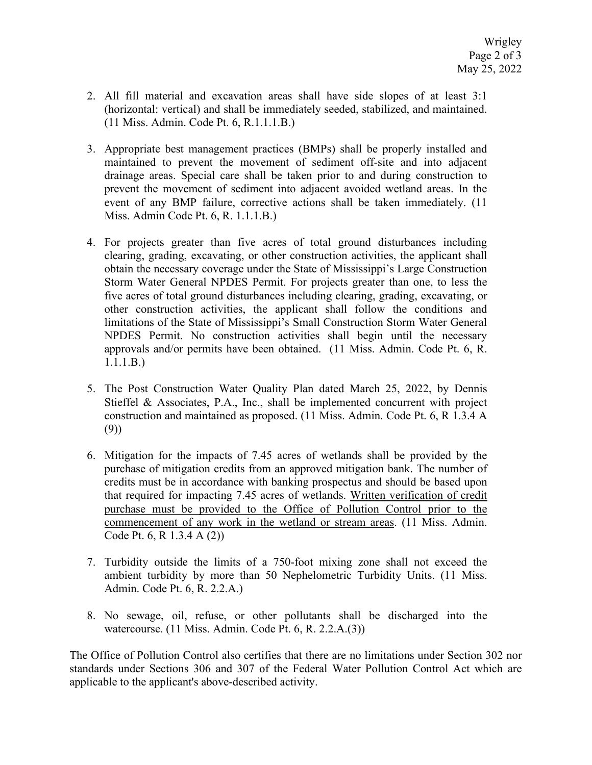2. All fill material and excavation areas shall have side slopes of at least 3:1 (horizontal: vertical) and shall be immediately seeded, stabilized, and maintained. (11 Miss. Admin. Code Pt. 6, R.1.1.1.B.)

3. Appropriate best management practices (BMPs) shall be properly installed and maintained to prevent the movement of sediment off-site and into adjacent drainage areas. Special care shall be taken prior to and during construction to prevent the movement of sediment into adjacent avoided wetland areas. In the event of any BMP failure, corrective actions shall be taken immediately. (11 Miss. Admin Code Pt. 6, R. 1.1.1.B.)

4. For projects greater than five acres of total ground disturbances including clearing, grading, excavating, or other construction activities, the applicant shall obtain the necessary coverage under the State of Mississippi's Large Construction Storm Water General NPDES Permit. For projects greater than one, to less the five acres of total ground disturbances including clearing, grading, excavating, or other construction activities, the applicant shall follow the conditions and limitations of the State of Mississippi's Small Construction Storm Water General NPDES Permit. No construction activities shall begin until the necessary approvals and/or permits have been obtained. (11 Miss. Admin. Code Pt. 6, R. 1.1.1.B.)

5. The Post Construction Water Quality Plan dated March 25, 2022, by Dennis Stieffel & Associates, P.A., Inc., shall be implemented concurrent with project construction and maintained as proposed. (11 Miss. Admin. Code Pt. 6, R 1.3.4 A (9))

6. Mitigation for the impacts of 7.45 acres of wetlands shall be provided by the purchase of mitigation credits from an approved mitigation bank. The number of credits must be in accordance with banking prospectus and should be based upon that required for impacting 7.45 acres of wetlands. <u>Written verification of credit purchase must be provided to the Office of Pollution Control prior to the commencement of any work in the wetland or stream areas</u>. (11 Miss. Admin. Code Pt. 6, R 1.3.4 A (2))

7. Turbidity outside the limits of a 750-foot mixing zone shall not exceed the ambient turbidity by more than 50 Nephelometric Turbidity Units. (11 Miss. Admin. Code Pt. 6, R. 2.2.A.)

8. No sewage, oil, refuse, or other pollutants shall be discharged into the watercourse. (11 Miss. Admin. Code Pt. 6, R. 2.2.A.(3))

The Office of Pollution Control also certifies that there are no limitations under Section 302 nor standards under Sections 306 and 307 of the Federal Water Pollution Control Act which are applicable to the applicant's above-described activity.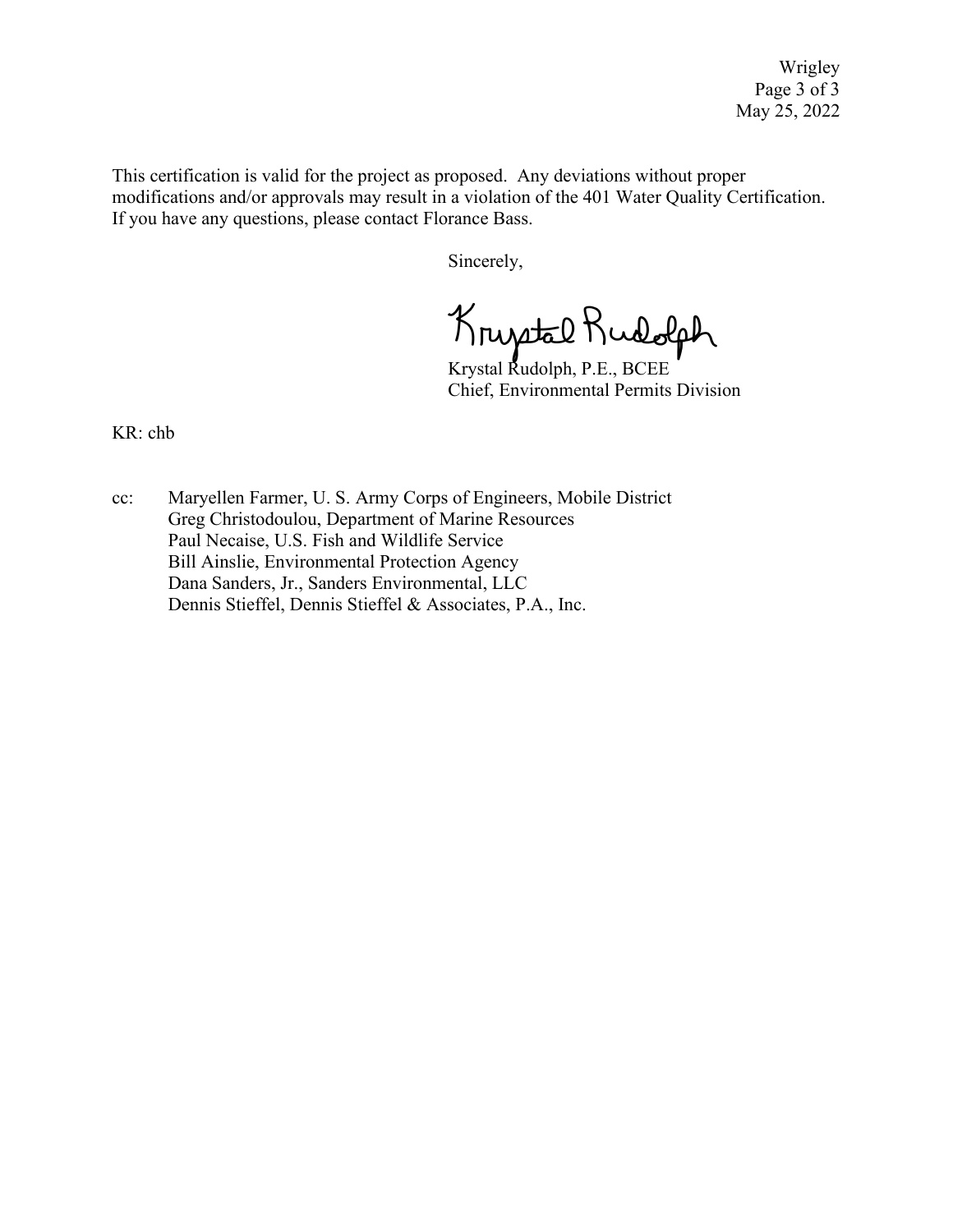This certification is valid for the project as proposed. Any deviations without proper modifications and/or approvals may result in a violation of the 401 Water Quality Certification. If you have any questions, please contact Florance Bass.

Sincerely,

Krystal Rudolph

Krystal Rudolph, P.E., BCEE
Chief, Environmental Permits Division

KR: chb

cc: Maryellen Farmer, U. S. Army Corps of Engineers, Mobile District
Greg Christodoulou, Department of Marine Resources
Paul Necaise, U.S. Fish and Wildlife Service
Bill Ainslie, Environmental Protection Agency
Dana Sanders, Jr., Sanders Environmental, LLC
Dennis Stieffel, Dennis Stieffel & Associates, P.A., Inc.